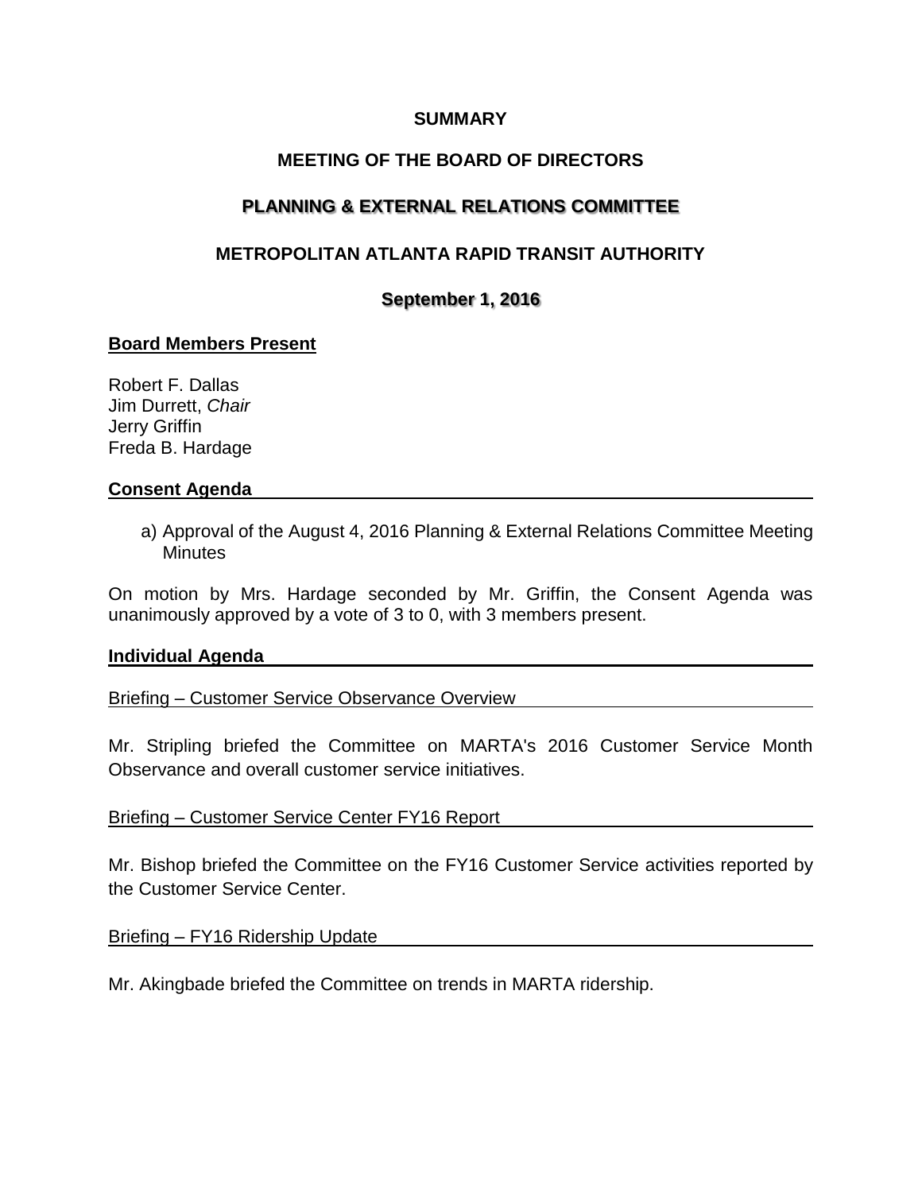# SUMMARY

# MEETING OF THE BOARD OF DIRECTORS

# PLANNING & EXTERNAL RELATIONS COMMITTEE

# METROPOLITAN ATLANTA RAPID TRANSIT AUTHORITY

## September 1, 2016

**Board Members Present**

Robert F. Dallas
Jim Durrett, *Chair*
Jerry Griffin
Freda B. Hardage

**Consent Agenda**

a) Approval of the August 4, 2016 Planning & External Relations Committee Meeting Minutes

On motion by Mrs. Hardage seconded by Mr. Griffin, the Consent Agenda was unanimously approved by a vote of 3 to 0, with 3 members present.

**Individual Agenda**

Briefing – Customer Service Observance Overview

Mr. Stripling briefed the Committee on MARTA's 2016 Customer Service Month Observance and overall customer service initiatives.

Briefing – Customer Service Center FY16 Report

Mr. Bishop briefed the Committee on the FY16 Customer Service activities reported by the Customer Service Center.

Briefing – FY16 Ridership Update

Mr. Akingbade briefed the Committee on trends in MARTA ridership.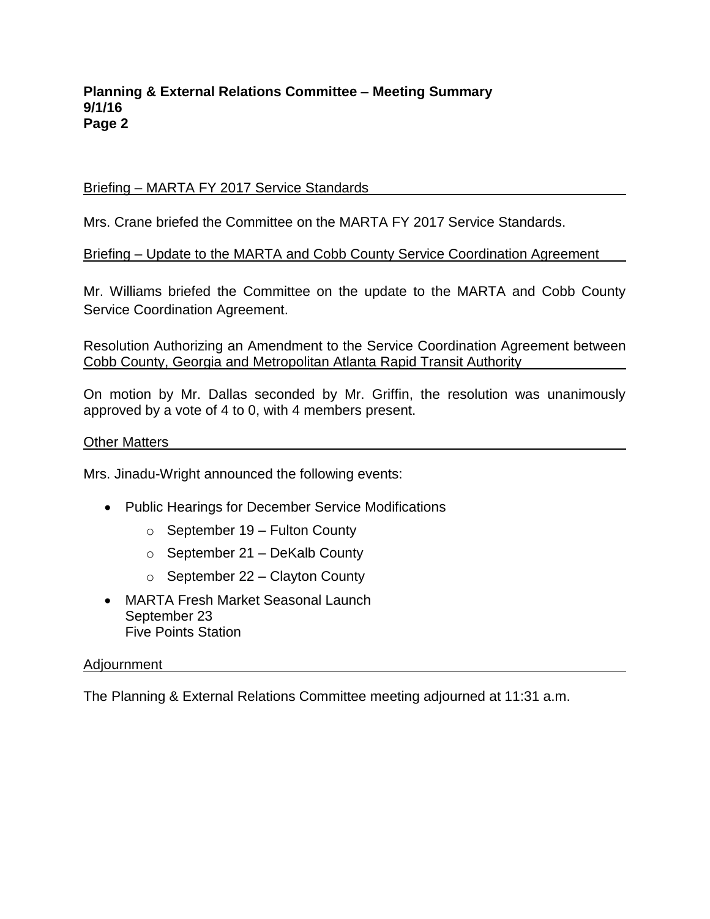## Briefing – MARTA FY 2017 Service Standards

Mrs. Crane briefed the Committee on the MARTA FY 2017 Service Standards.

## Briefing – Update to the MARTA and Cobb County Service Coordination Agreement

Mr. Williams briefed the Committee on the update to the MARTA and Cobb County Service Coordination Agreement.

## Resolution Authorizing an Amendment to the Service Coordination Agreement between Cobb County, Georgia and Metropolitan Atlanta Rapid Transit Authority

On motion by Mr. Dallas seconded by Mr. Griffin, the resolution was unanimously approved by a vote of 4 to 0, with 4 members present.

## Other Matters

Mrs. Jinadu-Wright announced the following events:

- Public Hearings for December Service Modifications
  - September 19 – Fulton County
  - September 21 – DeKalb County
  - September 22 – Clayton County
- MARTA Fresh Market Seasonal Launch
  September 23
  Five Points Station

## Adjournment

The Planning & External Relations Committee meeting adjourned at 11:31 a.m.